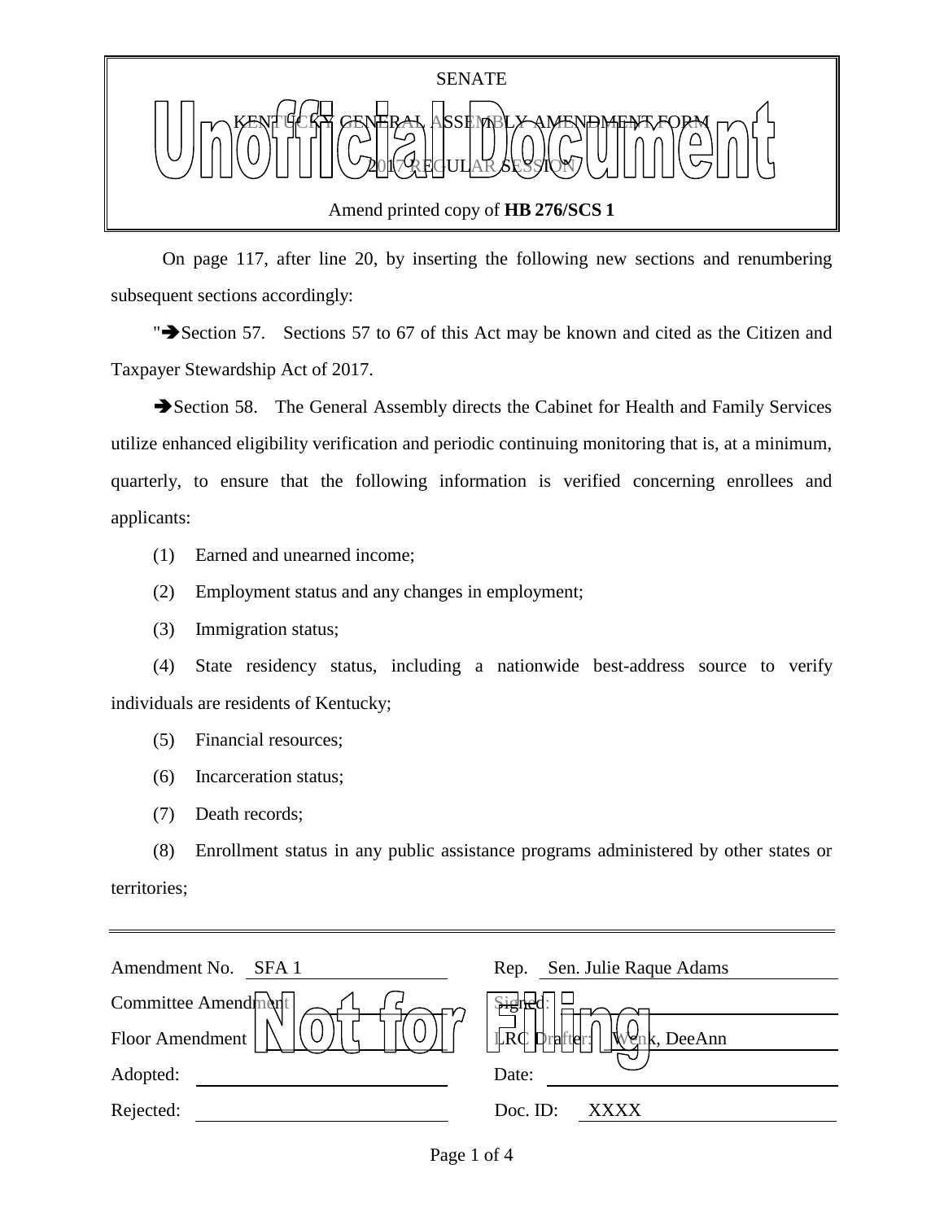SENATE

KENTUCKY GENERAL ASSEMBLY AMENDMENT FORM

2017 REGULAR SESSION

Unofficial Document

Amend printed copy of **HB 276/SCS 1**

On page 117, after line 20, by inserting the following new sections and renumbering subsequent sections accordingly:

"➔Section 57. Sections 57 to 67 of this Act may be known and cited as the Citizen and Taxpayer Stewardship Act of 2017.

➔Section 58. The General Assembly directs the Cabinet for Health and Family Services utilize enhanced eligibility verification and periodic continuing monitoring that is, at a minimum, quarterly, to ensure that the following information is verified concerning enrollees and applicants:

(1) Earned and unearned income;

(2) Employment status and any changes in employment;

(3) Immigration status;

(4) State residency status, including a nationwide best-address source to verify individuals are residents of Kentucky;

(5) Financial resources;

(6) Incarceration status;

(7) Death records;

(8) Enrollment status in any public assistance programs administered by other states or territories;

| | | | |
|---|---|---|---|
| Amendment No. | SFA 1 | Rep. | Sen. Julie Raque Adams |
| Committee Amendment | | Signed: | |
| Floor Amendment | | LRC Drafter: | Wenk, DeeAnn |
| Adopted: | | Date: | |
| Rejected: | | Doc. ID: | XXXX |

Not for Filing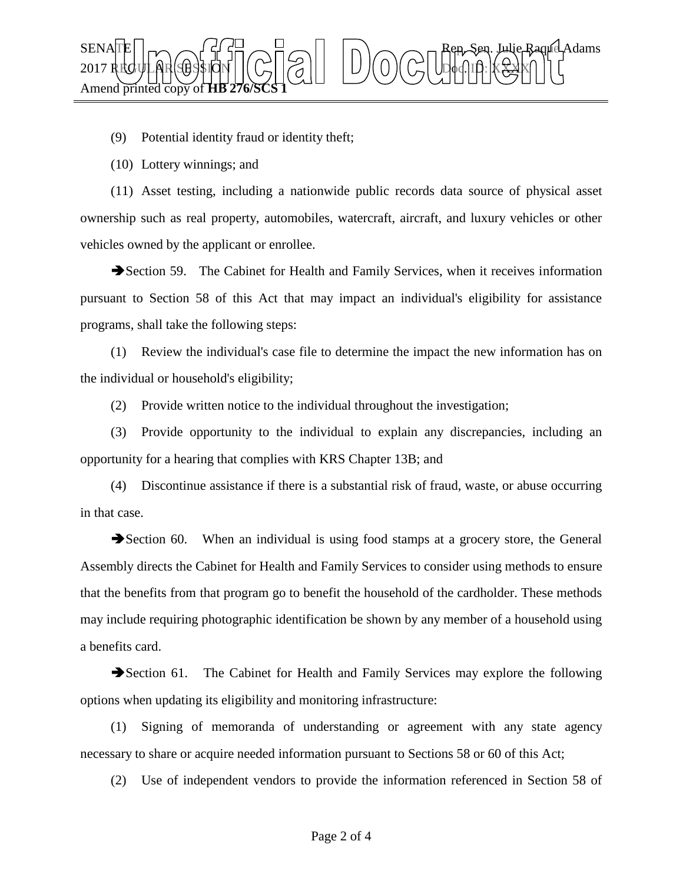(9) Potential identity fraud or identity theft;

(10) Lottery winnings; and

(11) Asset testing, including a nationwide public records data source of physical asset ownership such as real property, automobiles, watercraft, aircraft, and luxury vehicles or other vehicles owned by the applicant or enrollee.

➔Section 59. The Cabinet for Health and Family Services, when it receives information pursuant to Section 58 of this Act that may impact an individual's eligibility for assistance programs, shall take the following steps:

(1) Review the individual's case file to determine the impact the new information has on the individual or household's eligibility;

(2) Provide written notice to the individual throughout the investigation;

(3) Provide opportunity to the individual to explain any discrepancies, including an opportunity for a hearing that complies with KRS Chapter 13B; and

(4) Discontinue assistance if there is a substantial risk of fraud, waste, or abuse occurring in that case.

➔Section 60. When an individual is using food stamps at a grocery store, the General Assembly directs the Cabinet for Health and Family Services to consider using methods to ensure that the benefits from that program go to benefit the household of the cardholder. These methods may include requiring photographic identification be shown by any member of a household using a benefits card.

➔Section 61. The Cabinet for Health and Family Services may explore the following options when updating its eligibility and monitoring infrastructure:

(1) Signing of memoranda of understanding or agreement with any state agency necessary to share or acquire needed information pursuant to Sections 58 or 60 of this Act;

(2) Use of independent vendors to provide the information referenced in Section 58 of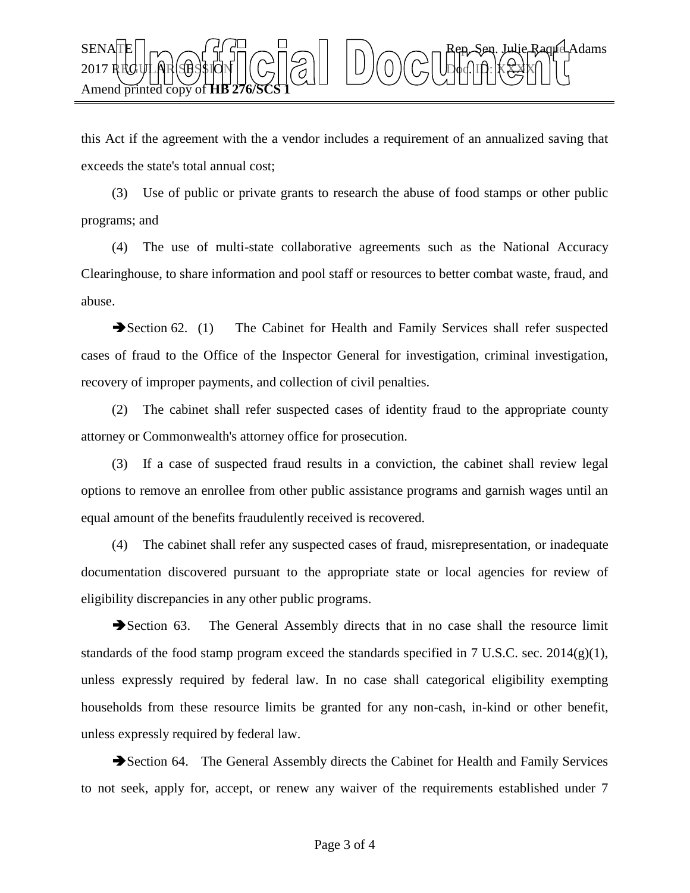this Act if the agreement with the a vendor includes a requirement of an annualized saving that exceeds the state's total annual cost;

(3) Use of public or private grants to research the abuse of food stamps or other public programs; and

(4) The use of multi-state collaborative agreements such as the National Accuracy Clearinghouse, to share information and pool staff or resources to better combat waste, fraud, and abuse.

➔Section 62. (1) The Cabinet for Health and Family Services shall refer suspected cases of fraud to the Office of the Inspector General for investigation, criminal investigation, recovery of improper payments, and collection of civil penalties.

(2) The cabinet shall refer suspected cases of identity fraud to the appropriate county attorney or Commonwealth's attorney office for prosecution.

(3) If a case of suspected fraud results in a conviction, the cabinet shall review legal options to remove an enrollee from other public assistance programs and garnish wages until an equal amount of the benefits fraudulently received is recovered.

(4) The cabinet shall refer any suspected cases of fraud, misrepresentation, or inadequate documentation discovered pursuant to the appropriate state or local agencies for review of eligibility discrepancies in any other public programs.

➔Section 63. The General Assembly directs that in no case shall the resource limit standards of the food stamp program exceed the standards specified in 7 U.S.C. sec. 2014(g)(1), unless expressly required by federal law. In no case shall categorical eligibility exempting households from these resource limits be granted for any non-cash, in-kind or other benefit, unless expressly required by federal law.

➔Section 64. The General Assembly directs the Cabinet for Health and Family Services to not seek, apply for, accept, or renew any waiver of the requirements established under 7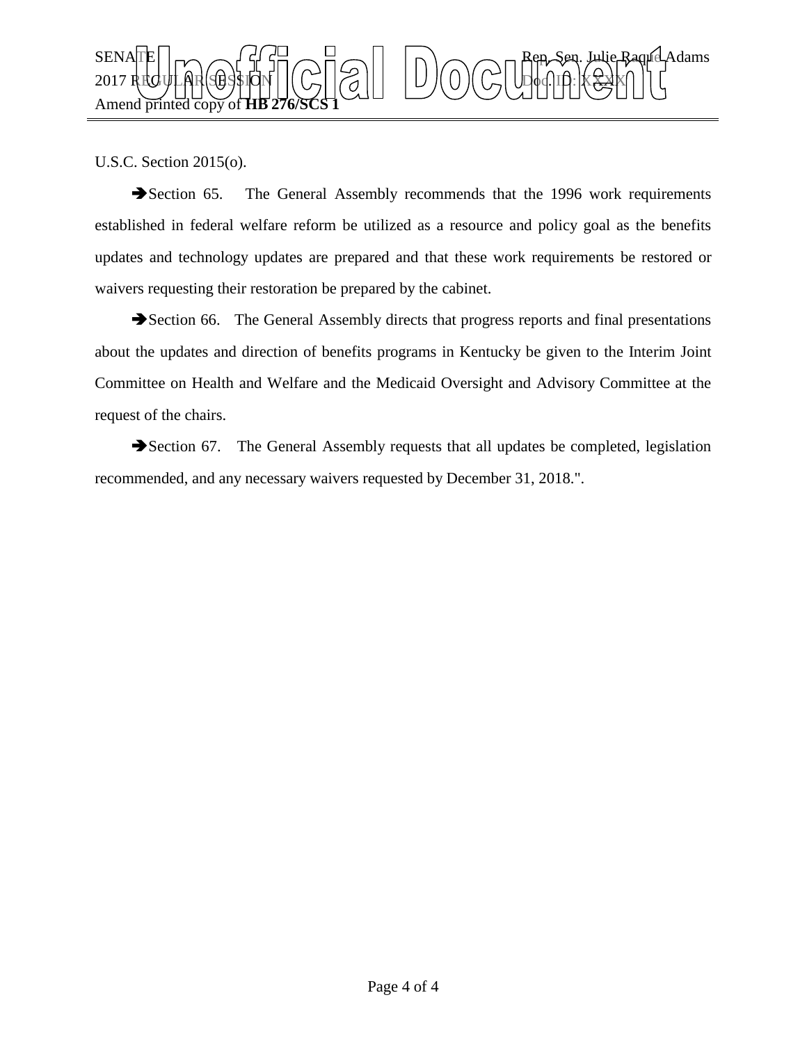U.S.C. Section 2015(o).

➔Section 65. The General Assembly recommends that the 1996 work requirements established in federal welfare reform be utilized as a resource and policy goal as the benefits updates and technology updates are prepared and that these work requirements be restored or waivers requesting their restoration be prepared by the cabinet.

➔Section 66. The General Assembly directs that progress reports and final presentations about the updates and direction of benefits programs in Kentucky be given to the Interim Joint Committee on Health and Welfare and the Medicaid Oversight and Advisory Committee at the request of the chairs.

➔Section 67. The General Assembly requests that all updates be completed, legislation recommended, and any necessary waivers requested by December 31, 2018.".